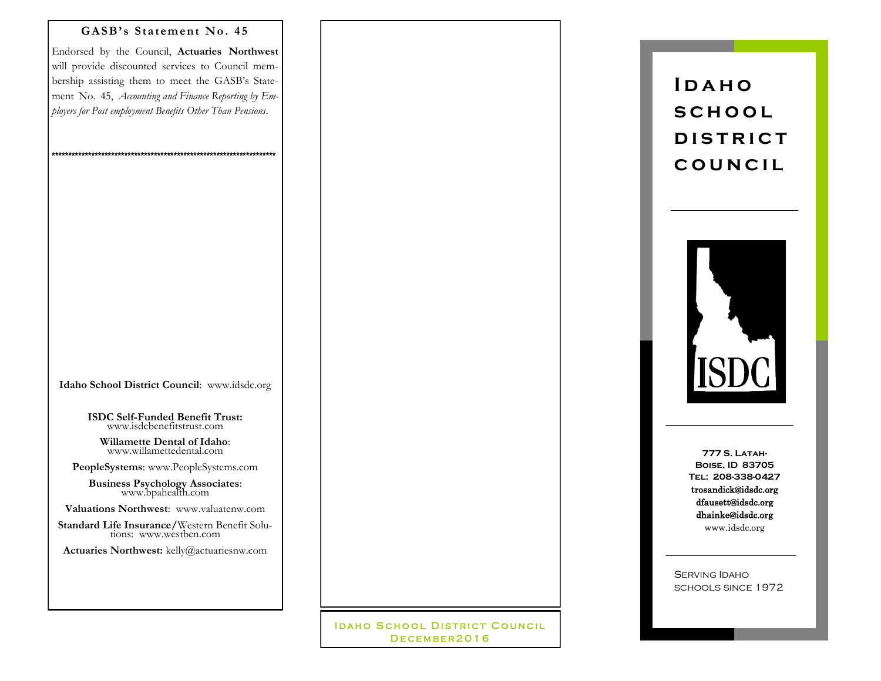## GASB's Statement No. 45

Endorsed by the Council, **Actuaries Northwest** will provide discounted services to Council membership assisting them to meet the GASB's Statement No. 45, *Accounting and Finance Reporting by Employers for Post employment Benefits Other Than Pensions*.

*********************************************************************

**Idaho School District Council**: www.idsdc.org

**ISDC Self-Funded Benefit Trust:** www.isdcbenefitstrust.com

**Willamette Dental of Idaho**: www.willamettedental.com

**PeopleSystems**: www.PeopleSystems.com

**Business Psychology Associates**: www.bpahealth.com

**Valuations Northwest**: www.valuatenw.com

**Standard Life Insurance/**Western Benefit Solutions: www.westben.com

**Actuaries Northwest:** kelly@actuariesnw.com

Idaho School District Council
December2016

# Idaho school district council

ISDC

777 S. Latah-
Boise, ID 83705
Tel: 208-338-0427
trosandick@idsdc.org
dfausett@idsdc.org
dhainke@idsdc.org
www.idsdc.org

Serving Idaho schools since 1972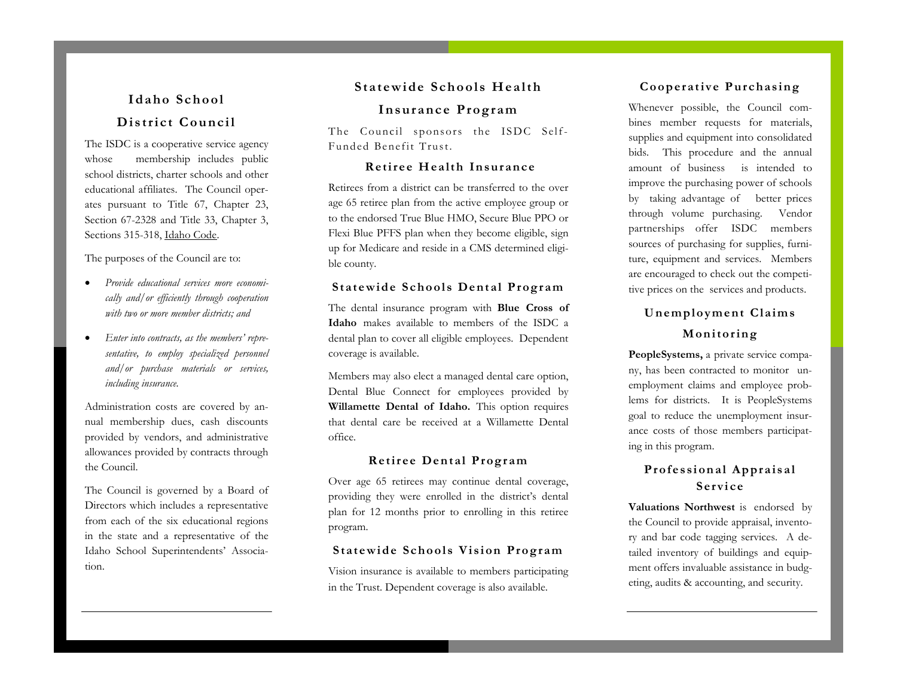## Idaho School District Council

The ISDC is a cooperative service agency whose membership includes public school districts, charter schools and other educational affiliates. The Council operates pursuant to Title 67, Chapter 23, Section 67-2328 and Title 33, Chapter 3, Sections 315-318, Idaho Code.

The purposes of the Council are to:

- *Provide educational services more economically and/or efficiently through cooperation with two or more member districts; and*
- *Enter into contracts, as the members' representative, to employ specialized personnel and/or purchase materials or services, including insurance.*

Administration costs are covered by annual membership dues, cash discounts provided by vendors, and administrative allowances provided by contracts through the Council.

The Council is governed by a Board of Directors which includes a representative from each of the six educational regions in the state and a representative of the Idaho School Superintendents' Association.

## Statewide Schools Health Insurance Program

The Council sponsors the ISDC Self-Funded Benefit Trust.

### Retiree Health Insurance

Retirees from a district can be transferred to the over age 65 retiree plan from the active employee group or to the endorsed True Blue HMO, Secure Blue PPO or Flexi Blue PFFS plan when they become eligible, sign up for Medicare and reside in a CMS determined eligible county.

### Statewide Schools Dental Program

The dental insurance program with **Blue Cross of Idaho** makes available to members of the ISDC a dental plan to cover all eligible employees. Dependent coverage is available.

Members may also elect a managed dental care option, Dental Blue Connect for employees provided by **Willamette Dental of Idaho.** This option requires that dental care be received at a Willamette Dental office.

### Retiree Dental Program

Over age 65 retirees may continue dental coverage, providing they were enrolled in the district's dental plan for 12 months prior to enrolling in this retiree program.

### Statewide Schools Vision Program

Vision insurance is available to members participating in the Trust. Dependent coverage is also available.

## Cooperative Purchasing

Whenever possible, the Council combines member requests for materials, supplies and equipment into consolidated bids. This procedure and the annual amount of business is intended to improve the purchasing power of schools by taking advantage of better prices through volume purchasing. Vendor partnerships offer ISDC members sources of purchasing for supplies, furniture, equipment and services. Members are encouraged to check out the competitive prices on the services and products.

## Unemployment Claims Monitoring

**PeopleSystems,** a private service company, has been contracted to monitor unemployment claims and employee problems for districts. It is PeopleSystems goal to reduce the unemployment insurance costs of those members participating in this program.

## Professional Appraisal Service

**Valuations Northwest** is endorsed by the Council to provide appraisal, inventory and bar code tagging services. A detailed inventory of buildings and equipment offers invaluable assistance in budgeting, audits & accounting, and security.